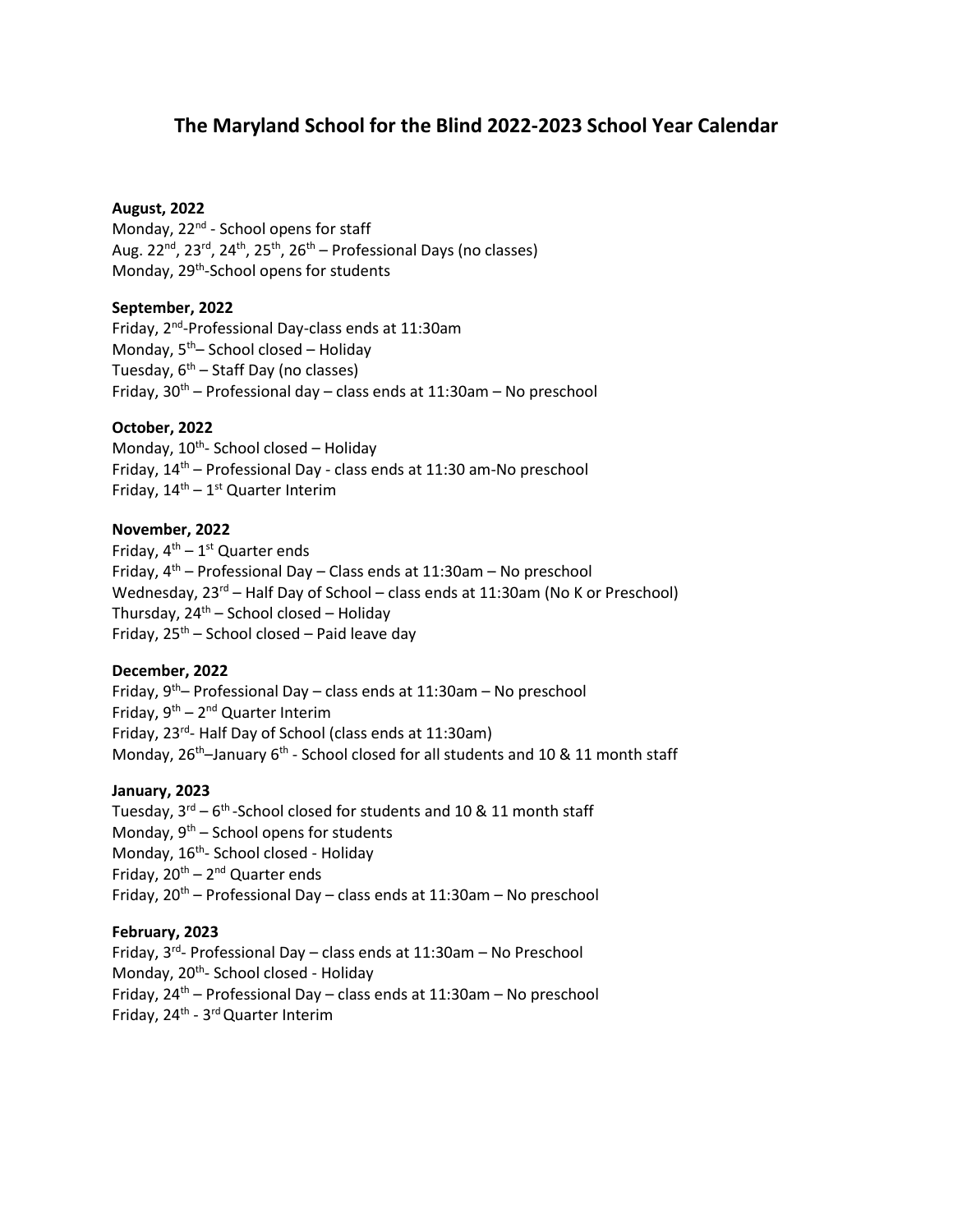# The Maryland School for the Blind 2022-2023 School Year Calendar

**August, 2022**
Monday, 22nd - School opens for staff
Aug. 22nd, 23rd, 24th, 25th, 26th – Professional Days (no classes)
Monday, 29th-School opens for students

**September, 2022**
Friday, 2nd-Professional Day-class ends at 11:30am
Monday, 5th– School closed – Holiday
Tuesday, 6th – Staff Day (no classes)
Friday, 30th – Professional day – class ends at 11:30am – No preschool

**October, 2022**
Monday, 10th- School closed – Holiday
Friday, 14th – Professional Day - class ends at 11:30 am-No preschool
Friday, 14th – 1st Quarter Interim

**November, 2022**
Friday, 4th – 1st Quarter ends
Friday, 4th – Professional Day – Class ends at 11:30am – No preschool
Wednesday, 23rd – Half Day of School – class ends at 11:30am (No K or Preschool)
Thursday, 24th – School closed – Holiday
Friday, 25th – School closed – Paid leave day

**December, 2022**
Friday, 9th– Professional Day – class ends at 11:30am – No preschool
Friday, 9th – 2nd Quarter Interim
Friday, 23rd- Half Day of School (class ends at 11:30am)
Monday, 26th–January 6th - School closed for all students and 10 & 11 month staff

**January, 2023**
Tuesday, 3rd – 6th -School closed for students and 10 & 11 month staff
Monday, 9th – School opens for students
Monday, 16th- School closed - Holiday
Friday, 20th – 2nd Quarter ends
Friday, 20th – Professional Day – class ends at 11:30am – No preschool

**February, 2023**
Friday, 3rd- Professional Day – class ends at 11:30am – No Preschool
Monday, 20th- School closed - Holiday
Friday, 24th – Professional Day – class ends at 11:30am – No preschool
Friday, 24th - 3rd Quarter Interim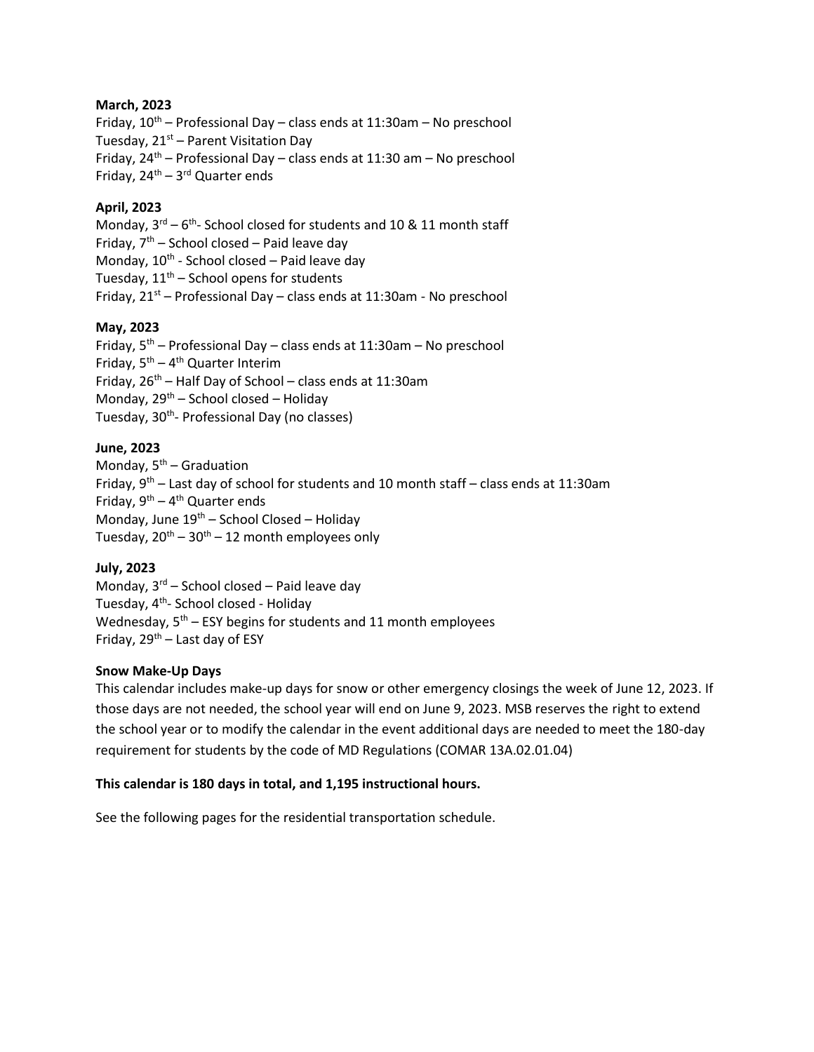**March, 2023**
Friday, 10th – Professional Day – class ends at 11:30am – No preschool
Tuesday, 21st – Parent Visitation Day
Friday, 24th – Professional Day – class ends at 11:30 am – No preschool
Friday, 24th – 3rd Quarter ends

**April, 2023**
Monday, 3rd – 6th- School closed for students and 10 & 11 month staff
Friday, 7th – School closed – Paid leave day
Monday, 10th - School closed – Paid leave day
Tuesday, 11th – School opens for students
Friday, 21st – Professional Day – class ends at 11:30am - No preschool

**May, 2023**
Friday, 5th – Professional Day – class ends at 11:30am – No preschool
Friday, 5th – 4th Quarter Interim
Friday, 26th – Half Day of School – class ends at 11:30am
Monday, 29th – School closed – Holiday
Tuesday, 30th- Professional Day (no classes)

**June, 2023**
Monday, 5th – Graduation
Friday, 9th – Last day of school for students and 10 month staff – class ends at 11:30am
Friday, 9th – 4th Quarter ends
Monday, June 19th – School Closed – Holiday
Tuesday, 20th – 30th – 12 month employees only

**July, 2023**
Monday, 3rd – School closed – Paid leave day
Tuesday, 4th- School closed - Holiday
Wednesday, 5th – ESY begins for students and 11 month employees
Friday, 29th – Last day of ESY

**Snow Make-Up Days**
This calendar includes make-up days for snow or other emergency closings the week of June 12, 2023. If those days are not needed, the school year will end on June 9, 2023. MSB reserves the right to extend the school year or to modify the calendar in the event additional days are needed to meet the 180-day requirement for students by the code of MD Regulations (COMAR 13A.02.01.04)

**This calendar is 180 days in total, and 1,195 instructional hours.**

See the following pages for the residential transportation schedule.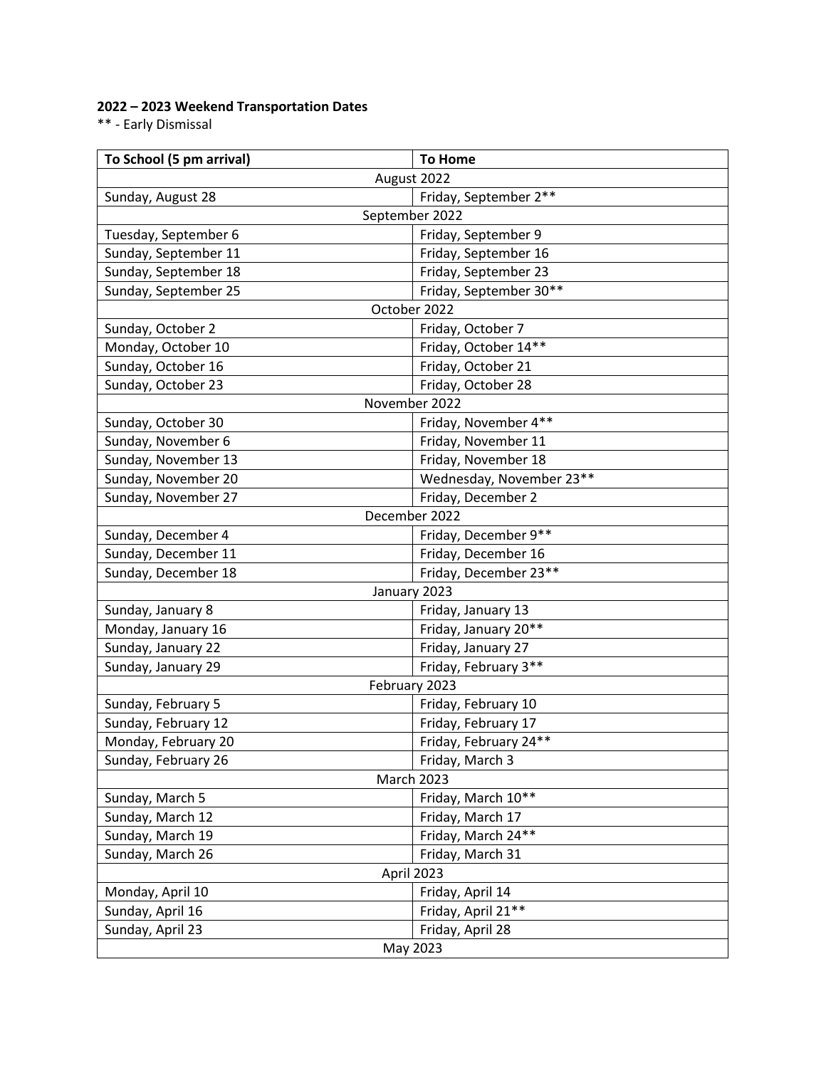**2022 – 2023 Weekend Transportation Dates**

** - Early Dismissal

| To School (5 pm arrival) | To Home |
|---|---|
| August 2022 | |
| Sunday, August 28 | Friday, September 2** |
| September 2022 | |
| Tuesday, September 6 | Friday, September 9 |
| Sunday, September 11 | Friday, September 16 |
| Sunday, September 18 | Friday, September 23 |
| Sunday, September 25 | Friday, September 30** |
| October 2022 | |
| Sunday, October 2 | Friday, October 7 |
| Monday, October 10 | Friday, October 14** |
| Sunday, October 16 | Friday, October 21 |
| Sunday, October 23 | Friday, October 28 |
| November 2022 | |
| Sunday, October 30 | Friday, November 4** |
| Sunday, November 6 | Friday, November 11 |
| Sunday, November 13 | Friday, November 18 |
| Sunday, November 20 | Wednesday, November 23** |
| Sunday, November 27 | Friday, December 2 |
| December 2022 | |
| Sunday, December 4 | Friday, December 9** |
| Sunday, December 11 | Friday, December 16 |
| Sunday, December 18 | Friday, December 23** |
| January 2023 | |
| Sunday, January 8 | Friday, January 13 |
| Monday, January 16 | Friday, January 20** |
| Sunday, January 22 | Friday, January 27 |
| Sunday, January 29 | Friday, February 3** |
| February 2023 | |
| Sunday, February 5 | Friday, February 10 |
| Sunday, February 12 | Friday, February 17 |
| Monday, February 20 | Friday, February 24** |
| Sunday, February 26 | Friday, March 3 |
| March 2023 | |
| Sunday, March 5 | Friday, March 10** |
| Sunday, March 12 | Friday, March 17 |
| Sunday, March 19 | Friday, March 24** |
| Sunday, March 26 | Friday, March 31 |
| April 2023 | |
| Monday, April 10 | Friday, April 14 |
| Sunday, April 16 | Friday, April 21** |
| Sunday, April 23 | Friday, April 28 |
| May 2023 | |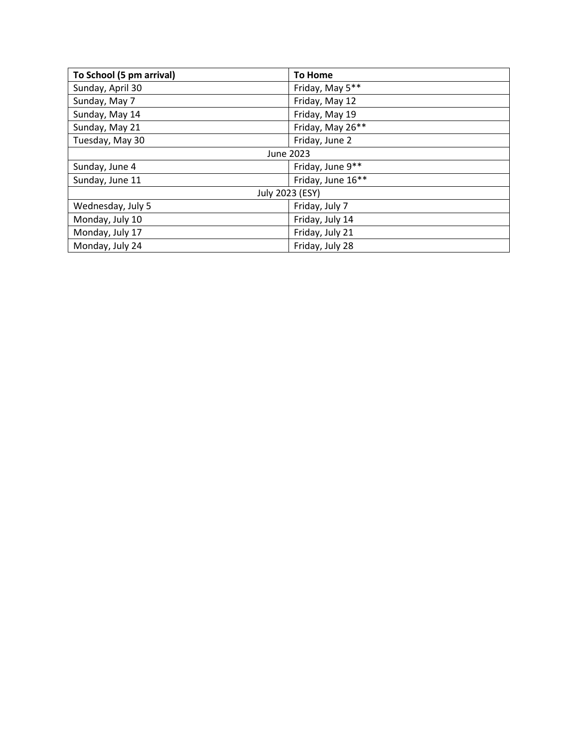| To School (5 pm arrival) | To Home |
| --- | --- |
| Sunday, April 30 | Friday, May 5** |
| Sunday, May 7 | Friday, May 12 |
| Sunday, May 14 | Friday, May 19 |
| Sunday, May 21 | Friday, May 26** |
| Tuesday, May 30 | Friday, June 2 |
| June 2023 | |
| Sunday, June 4 | Friday, June 9** |
| Sunday, June 11 | Friday, June 16** |
| July 2023 (ESY) | |
| Wednesday, July 5 | Friday, July 7 |
| Monday, July 10 | Friday, July 14 |
| Monday, July 17 | Friday, July 21 |
| Monday, July 24 | Friday, July 28 |